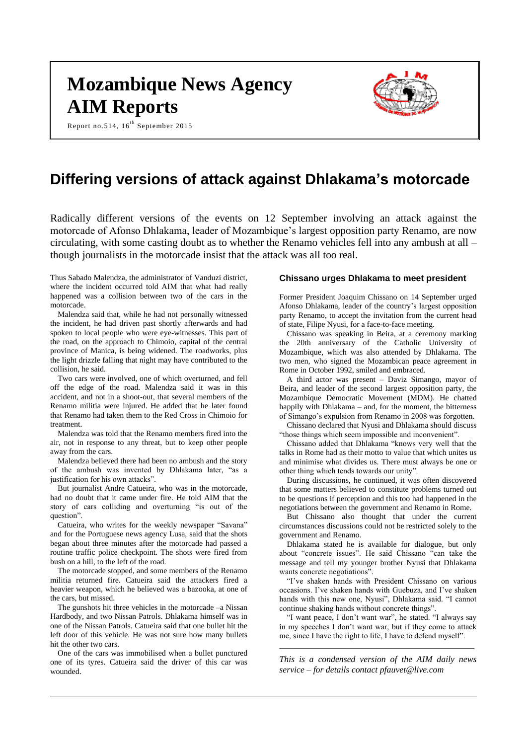# Mozambique News Agency AIM Reports

Report no.514, 16th September 2015

## Differing versions of attack against Dhlakama's motorcade

Radically different versions of the events on 12 September involving an attack against the motorcade of Afonso Dhlakama, leader of Mozambique's largest opposition party Renamo, are now circulating, with some casting doubt as to whether the Renamo vehicles fell into any ambush at all – though journalists in the motorcade insist that the attack was all too real.

Thus Sabado Malendza, the administrator of Vanduzi district, where the incident occurred told AIM that what had really happened was a collision between two of the cars in the motorcade.

Malendza said that, while he had not personally witnessed the incident, he had driven past shortly afterwards and had spoken to local people who were eye-witnesses. This part of the road, on the approach to Chimoio, capital of the central province of Manica, is being widened. The roadworks, plus the light drizzle falling that night may have contributed to the collision, he said.

Two cars were involved, one of which overturned, and fell off the edge of the road. Malendza said it was in this accident, and not in a shoot-out, that several members of the Renamo militia were injured. He added that he later found that Renamo had taken them to the Red Cross in Chimoio for treatment.

Malendza was told that the Renamo members fired into the air, not in response to any threat, but to keep other people away from the cars.

Malendza believed there had been no ambush and the story of the ambush was invented by Dhlakama later, "as a justification for his own attacks".

But journalist Andre Catueira, who was in the motorcade, had no doubt that it came under fire. He told AIM that the story of cars colliding and overturning "is out of the question".

Catueira, who writes for the weekly newspaper "Savana" and for the Portuguese news agency Lusa, said that the shots began about three minutes after the motorcade had passed a routine traffic police checkpoint. The shots were fired from bush on a hill, to the left of the road.

The motorcade stopped, and some members of the Renamo militia returned fire. Catueira said the attackers fired a heavier weapon, which he believed was a bazooka, at one of the cars, but missed.

The gunshots hit three vehicles in the motorcade –a Nissan Hardbody, and two Nissan Patrols. Dhlakama himself was in one of the Nissan Patrols. Catueira said that one bullet hit the left door of this vehicle. He was not sure how many bullets hit the other two cars.

One of the cars was immobilised when a bullet punctured one of its tyres. Catueira said the driver of this car was wounded.

### Chissano urges Dhlakama to meet president

Former President Joaquim Chissano on 14 September urged Afonso Dhlakama, leader of the country's largest opposition party Renamo, to accept the invitation from the current head of state, Filipe Nyusi, for a face-to-face meeting.

Chissano was speaking in Beira, at a ceremony marking the 20th anniversary of the Catholic University of Mozambique, which was also attended by Dhlakama. The two men, who signed the Mozambican peace agreement in Rome in October 1992, smiled and embraced.

A third actor was present – Daviz Simango, mayor of Beira, and leader of the second largest opposition party, the Mozambique Democratic Movement (MDM). He chatted happily with Dhlakama – and, for the moment, the bitterness of Simango's expulsion from Renamo in 2008 was forgotten.

Chissano declared that Nyusi and Dhlakama should discuss "those things which seem impossible and inconvenient".

Chissano added that Dhlakama "knows very well that the talks in Rome had as their motto to value that which unites us and minimise what divides us. There must always be one or other thing which tends towards our unity".

During discussions, he continued, it was often discovered that some matters believed to constitute problems turned out to be questions if perception and this too had happened in the negotiations between the government and Renamo in Rome.

But Chissano also thought that under the current circumstances discussions could not be restricted solely to the government and Renamo.

Dhlakama stated he is available for dialogue, but only about "concrete issues". He said Chissano "can take the message and tell my younger brother Nyusi that Dhlakama wants concrete negotiations".

"I've shaken hands with President Chissano on various occasions. I've shaken hands with Guebuza, and I've shaken hands with this new one, Nyusi", Dhlakama said. "I cannot continue shaking hands without concrete things".

"I want peace, I don't want war", he stated. "I always say in my speeches I don't want war, but if they come to attack me, since I have the right to life, I have to defend myself".

---

*This is a condensed version of the AIM daily news service – for details contact pfauvet@live.com*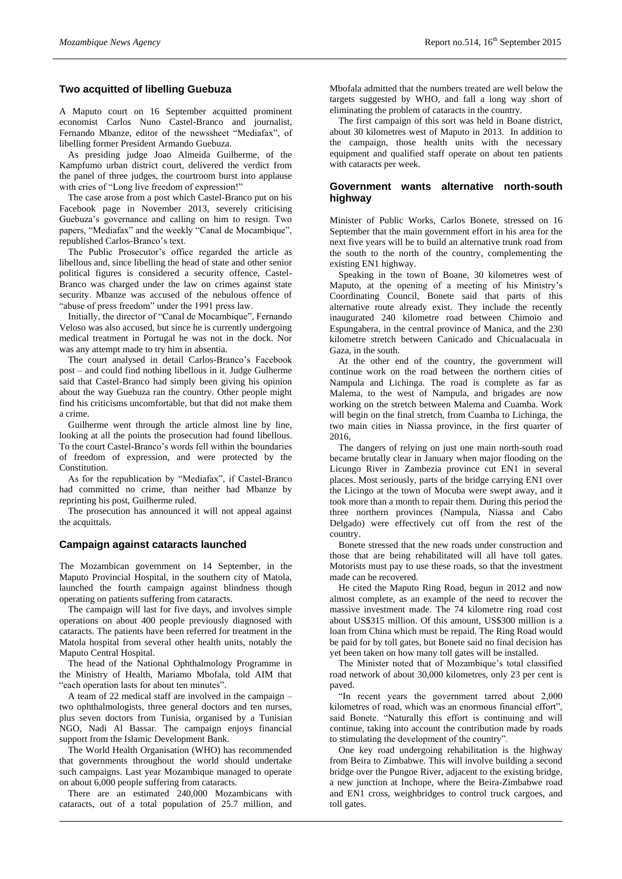## Two acquitted of libelling Guebuza

A Maputo court on 16 September acquitted prominent economist Carlos Nuno Castel-Branco and journalist, Fernando Mbanze, editor of the newssheet "Mediafax", of libelling former President Armando Guebuza.

As presiding judge Joao Almeida Guilherme, of the Kampfumo urban district court, delivered the verdict from the panel of three judges, the courtroom burst into applause with cries of "Long live freedom of expression!"

The case arose from a post which Castel-Branco put on his Facebook page in November 2013, severely criticising Guebuza's governance and calling on him to resign. Two papers, "Mediafax" and the weekly "Canal de Mocambique", republished Carlos-Branco's text.

The Public Prosecutor's office regarded the article as libellous and, since libelling the head of state and other senior political figures is considered a security offence, Castel-Branco was charged under the law on crimes against state security. Mbanze was accused of the nebulous offence of "abuse of press freedom" under the 1991 press law.

Initially, the director of "Canal de Mocambique", Fernando Veloso was also accused, but since he is currently undergoing medical treatment in Portugal he was not in the dock. Nor was any attempt made to try him in absentia.

The court analysed in detail Carlos-Branco's Facebook post – and could find nothing libellous in it. Judge Gulherme said that Castel-Branco had simply been giving his opinion about the way Guebuza ran the country. Other people might find his criticisms uncomfortable, but that did not make them a crime.

Guilherme went through the article almost line by line, looking at all the points the prosecution had found libellous. To the court Castel-Branco's words fell within the boundaries of freedom of expression, and were protected by the Constitution.

As for the republication by "Mediafax", if Castel-Branco had committed no crime, than neither had Mbanze by reprinting his post, Guilherme ruled.

The prosecution has announced it will not appeal against the acquittals.

## Campaign against cataracts launched

The Mozambican government on 14 September, in the Maputo Provincial Hospital, in the southern city of Matola, launched the fourth campaign against blindness though operating on patients suffering from cataracts.

The campaign will last for five days, and involves simple operations on about 400 people previously diagnosed with cataracts. The patients have been referred for treatment in the Matola hospital from several other health units, notably the Maputo Central Hospital.

The head of the National Ophthalmology Programme in the Ministry of Health, Mariamo Mbofala, told AIM that "each operation lasts for about ten minutes".

A team of 22 medical staff are involved in the campaign – two ophthalmologists, three general doctors and ten nurses, plus seven doctors from Tunisia, organised by a Tunisian NGO, Nadi Al Bassar. The campaign enjoys financial support from the Islamic Development Bank.

The World Health Organisation (WHO) has recommended that governments throughout the world should undertake such campaigns. Last year Mozambique managed to operate on about 6,000 people suffering from cataracts.

There are an estimated 240,000 Mozambicans with cataracts, out of a total population of 25.7 million, and Mbofala admitted that the numbers treated are well below the targets suggested by WHO, and fall a long way short of eliminating the problem of cataracts in the country.

The first campaign of this sort was held in Boane district, about 30 kilometres west of Maputo in 2013. In addition to the campaign, those health units with the necessary equipment and qualified staff operate on about ten patients with cataracts per week.

## Government wants alternative north-south highway

Minister of Public Works, Carlos Bonete, stressed on 16 September that the main government effort in his area for the next five years will be to build an alternative trunk road from the south to the north of the country, complementing the existing EN1 highway.

Speaking in the town of Boane, 30 kilometres west of Maputo, at the opening of a meeting of his Ministry's Coordinating Council, Bonete said that parts of this alternative route already exist. They include the recently inaugurated 240 kilometre road between Chimoio and Espungabera, in the central province of Manica, and the 230 kilometre stretch between Canicado and Chicualacuala in Gaza, in the south.

At the other end of the country, the government will continue work on the road between the northern cities of Nampula and Lichinga. The road is complete as far as Malema, to the west of Nampula, and brigades are now working on the stretch between Malema and Cuamba. Work will begin on the final stretch, from Cuamba to Lichinga, the two main cities in Niassa province, in the first quarter of 2016,

The dangers of relying on just one main north-south road became brutally clear in January when major flooding on the Licungo River in Zambezia province cut EN1 in several places. Most seriously, parts of the bridge carrying EN1 over the Licingo at the town of Mocuba were swept away, and it took more than a month to repair them. During this period the three northern provinces (Nampula, Niassa and Cabo Delgado) were effectively cut off from the rest of the country.

Bonete stressed that the new roads under construction and those that are being rehabilitated will all have toll gates. Motorists must pay to use these roads, so that the investment made can be recovered.

He cited the Maputo Ring Road, begun in 2012 and now almost complete, as an example of the need to recover the massive investment made. The 74 kilometre ring road cost about US$315 million. Of this amount, US$300 million is a loan from China which must be repaid. The Ring Road would be paid for by toll gates, but Bonete said no final decision has yet been taken on how many toll gates will be installed.

The Minister noted that of Mozambique's total classified road network of about 30,000 kilometres, only 23 per cent is paved.

"In recent years the government tarred about 2,000 kilometres of road, which was an enormous financial effort", said Bonete. "Naturally this effort is continuing and will continue, taking into account the contribution made by roads to stimulating the development of the country".

One key road undergoing rehabilitation is the highway from Beira to Zimbabwe. This will involve building a second bridge over the Pungoe River, adjacent to the existing bridge, a new junction at Inchope, where the Beira-Zimbabwe road and EN1 cross, weighbridges to control truck cargoes, and toll gates.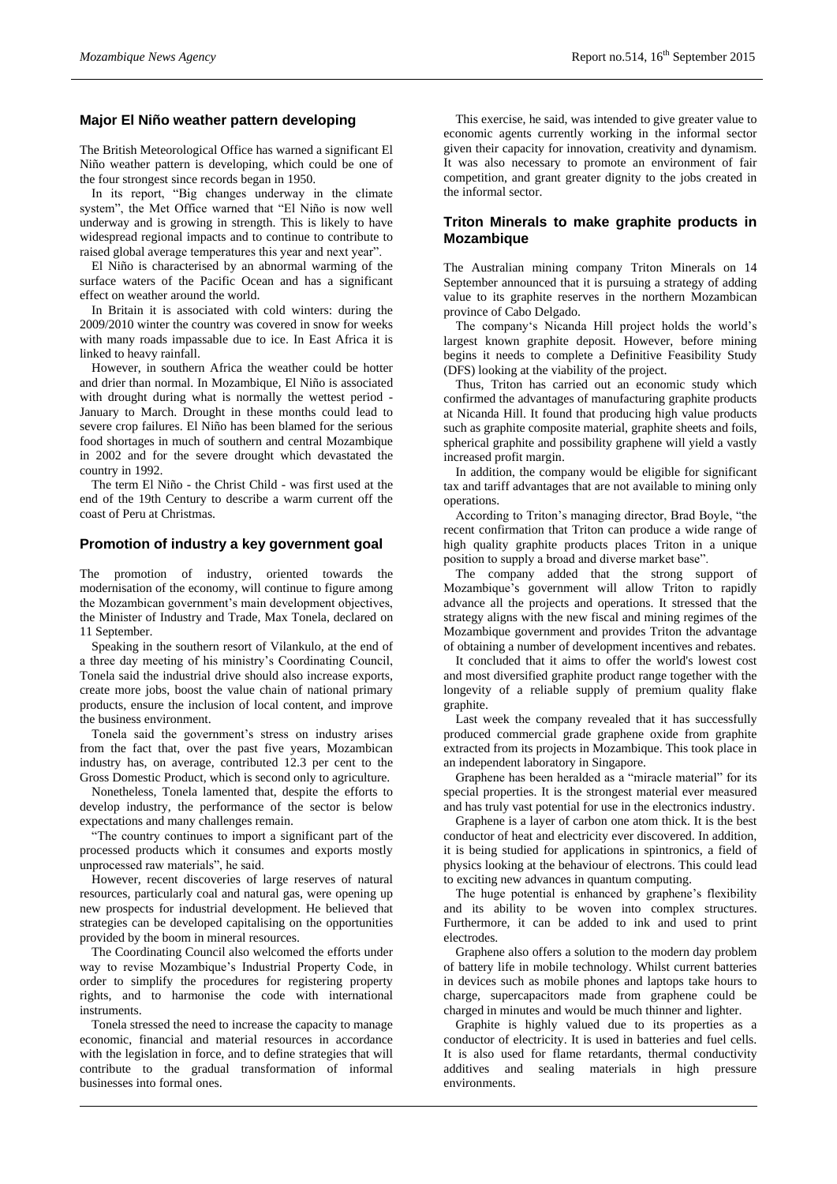## Major El Niño weather pattern developing

The British Meteorological Office has warned a significant El Niño weather pattern is developing, which could be one of the four strongest since records began in 1950.

In its report, "Big changes underway in the climate system", the Met Office warned that "El Niño is now well underway and is growing in strength. This is likely to have widespread regional impacts and to continue to contribute to raised global average temperatures this year and next year".

El Niño is characterised by an abnormal warming of the surface waters of the Pacific Ocean and has a significant effect on weather around the world.

In Britain it is associated with cold winters: during the 2009/2010 winter the country was covered in snow for weeks with many roads impassable due to ice. In East Africa it is linked to heavy rainfall.

However, in southern Africa the weather could be hotter and drier than normal. In Mozambique, El Niño is associated with drought during what is normally the wettest period - January to March. Drought in these months could lead to severe crop failures. El Niño has been blamed for the serious food shortages in much of southern and central Mozambique in 2002 and for the severe drought which devastated the country in 1992.

The term El Niño - the Christ Child - was first used at the end of the 19th Century to describe a warm current off the coast of Peru at Christmas.

## Promotion of industry a key government goal

The promotion of industry, oriented towards the modernisation of the economy, will continue to figure among the Mozambican government's main development objectives, the Minister of Industry and Trade, Max Tonela, declared on 11 September.

Speaking in the southern resort of Vilankulo, at the end of a three day meeting of his ministry's Coordinating Council, Tonela said the industrial drive should also increase exports, create more jobs, boost the value chain of national primary products, ensure the inclusion of local content, and improve the business environment.

Tonela said the government's stress on industry arises from the fact that, over the past five years, Mozambican industry has, on average, contributed 12.3 per cent to the Gross Domestic Product, which is second only to agriculture.

Nonetheless, Tonela lamented that, despite the efforts to develop industry, the performance of the sector is below expectations and many challenges remain.

"The country continues to import a significant part of the processed products which it consumes and exports mostly unprocessed raw materials", he said.

However, recent discoveries of large reserves of natural resources, particularly coal and natural gas, were opening up new prospects for industrial development. He believed that strategies can be developed capitalising on the opportunities provided by the boom in mineral resources.

The Coordinating Council also welcomed the efforts under way to revise Mozambique's Industrial Property Code, in order to simplify the procedures for registering property rights, and to harmonise the code with international instruments.

Tonela stressed the need to increase the capacity to manage economic, financial and material resources in accordance with the legislation in force, and to define strategies that will contribute to the gradual transformation of informal businesses into formal ones.

This exercise, he said, was intended to give greater value to economic agents currently working in the informal sector given their capacity for innovation, creativity and dynamism. It was also necessary to promote an environment of fair competition, and grant greater dignity to the jobs created in the informal sector.

## Triton Minerals to make graphite products in Mozambique

The Australian mining company Triton Minerals on 14 September announced that it is pursuing a strategy of adding value to its graphite reserves in the northern Mozambican province of Cabo Delgado.

The company's Nicanda Hill project holds the world's largest known graphite deposit. However, before mining begins it needs to complete a Definitive Feasibility Study (DFS) looking at the viability of the project.

Thus, Triton has carried out an economic study which confirmed the advantages of manufacturing graphite products at Nicanda Hill. It found that producing high value products such as graphite composite material, graphite sheets and foils, spherical graphite and possibility graphene will yield a vastly increased profit margin.

In addition, the company would be eligible for significant tax and tariff advantages that are not available to mining only operations.

According to Triton's managing director, Brad Boyle, "the recent confirmation that Triton can produce a wide range of high quality graphite products places Triton in a unique position to supply a broad and diverse market base".

The company added that the strong support of Mozambique's government will allow Triton to rapidly advance all the projects and operations. It stressed that the strategy aligns with the new fiscal and mining regimes of the Mozambique government and provides Triton the advantage of obtaining a number of development incentives and rebates.

It concluded that it aims to offer the world's lowest cost and most diversified graphite product range together with the longevity of a reliable supply of premium quality flake graphite.

Last week the company revealed that it has successfully produced commercial grade graphene oxide from graphite extracted from its projects in Mozambique. This took place in an independent laboratory in Singapore.

Graphene has been heralded as a "miracle material" for its special properties. It is the strongest material ever measured and has truly vast potential for use in the electronics industry.

Graphene is a layer of carbon one atom thick. It is the best conductor of heat and electricity ever discovered. In addition, it is being studied for applications in spintronics, a field of physics looking at the behaviour of electrons. This could lead to exciting new advances in quantum computing.

The huge potential is enhanced by graphene's flexibility and its ability to be woven into complex structures. Furthermore, it can be added to ink and used to print electrodes.

Graphene also offers a solution to the modern day problem of battery life in mobile technology. Whilst current batteries in devices such as mobile phones and laptops take hours to charge, supercapacitors made from graphene could be charged in minutes and would be much thinner and lighter.

Graphite is highly valued due to its properties as a conductor of electricity. It is used in batteries and fuel cells. It is also used for flame retardants, thermal conductivity additives and sealing materials in high pressure environments.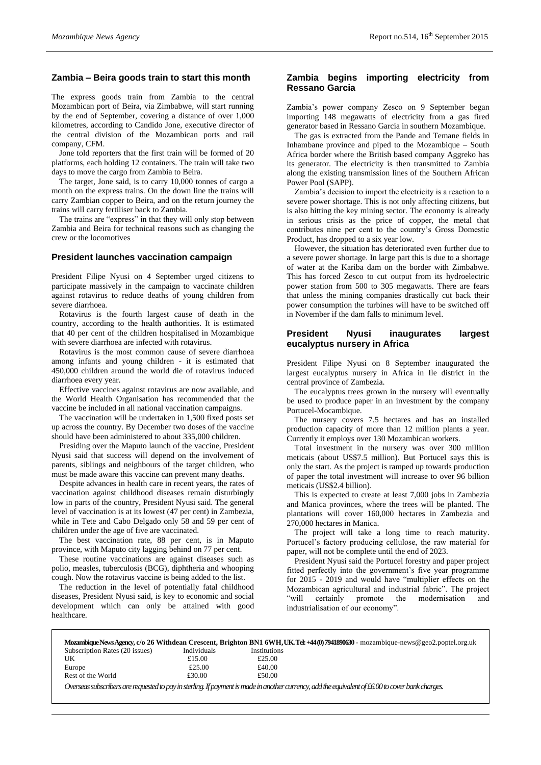## Zambia – Beira goods train to start this month

The express goods train from Zambia to the central Mozambican port of Beira, via Zimbabwe, will start running by the end of September, covering a distance of over 1,000 kilometres, according to Candido Jone, executive director of the central division of the Mozambican ports and rail company, CFM.

Jone told reporters that the first train will be formed of 20 platforms, each holding 12 containers. The train will take two days to move the cargo from Zambia to Beira.

The target, Jone said, is to carry 10,000 tonnes of cargo a month on the express trains. On the down line the trains will carry Zambian copper to Beira, and on the return journey the trains will carry fertiliser back to Zambia.

The trains are "express" in that they will only stop between Zambia and Beira for technical reasons such as changing the crew or the locomotives

## President launches vaccination campaign

President Filipe Nyusi on 4 September urged citizens to participate massively in the campaign to vaccinate children against rotavirus to reduce deaths of young children from severe diarrhoea.

Rotavirus is the fourth largest cause of death in the country, according to the health authorities. It is estimated that 40 per cent of the children hospitalised in Mozambique with severe diarrhoea are infected with rotavirus.

Rotavirus is the most common cause of severe diarrhoea among infants and young children - it is estimated that 450,000 children around the world die of rotavirus induced diarrhoea every year.

Effective vaccines against rotavirus are now available, and the World Health Organisation has recommended that the vaccine be included in all national vaccination campaigns.

The vaccination will be undertaken in 1,500 fixed posts set up across the country. By December two doses of the vaccine should have been administered to about 335,000 children.

Presiding over the Maputo launch of the vaccine, President Nyusi said that success will depend on the involvement of parents, siblings and neighbours of the target children, who must be made aware this vaccine can prevent many deaths.

Despite advances in health care in recent years, the rates of vaccination against childhood diseases remain disturbingly low in parts of the country, President Nyusi said. The general level of vaccination is at its lowest (47 per cent) in Zambezia, while in Tete and Cabo Delgado only 58 and 59 per cent of children under the age of five are vaccinated.

The best vaccination rate, 88 per cent, is in Maputo province, with Maputo city lagging behind on 77 per cent.

These routine vaccinations are against diseases such as polio, measles, tuberculosis (BCG), diphtheria and whooping cough. Now the rotavirus vaccine is being added to the list.

The reduction in the level of potentially fatal childhood diseases, President Nyusi said, is key to economic and social development which can only be attained with good healthcare.

## Zambia begins importing electricity from Ressano Garcia

Zambia's power company Zesco on 9 September began importing 148 megawatts of electricity from a gas fired generator based in Ressano Garcia in southern Mozambique.

The gas is extracted from the Pande and Temane fields in Inhambane province and piped to the Mozambique – South Africa border where the British based company Aggreko has its generator. The electricity is then transmitted to Zambia along the existing transmission lines of the Southern African Power Pool (SAPP).

Zambia's decision to import the electricity is a reaction to a severe power shortage. This is not only affecting citizens, but is also hitting the key mining sector. The economy is already in serious crisis as the price of copper, the metal that contributes nine per cent to the country's Gross Domestic Product, has dropped to a six year low.

However, the situation has deteriorated even further due to a severe power shortage. In large part this is due to a shortage of water at the Kariba dam on the border with Zimbabwe. This has forced Zesco to cut output from its hydroelectric power station from 500 to 305 megawatts. There are fears that unless the mining companies drastically cut back their power consumption the turbines will have to be switched off in November if the dam falls to minimum level.

## President Nyusi inaugurates largest eucalyptus nursery in Africa

President Filipe Nyusi on 8 September inaugurated the largest eucalyptus nursery in Africa in Ile district in the central province of Zambezia.

The eucalyptus trees grown in the nursery will eventually be used to produce paper in an investment by the company Portucel-Mocambique.

The nursery covers 7.5 hectares and has an installed production capacity of more than 12 million plants a year. Currently it employs over 130 Mozambican workers.

Total investment in the nursery was over 300 million meticais (about US$7.5 million). But Portucel says this is only the start. As the project is ramped up towards production of paper the total investment will increase to over 96 billion meticais (US$2.4 billion).

This is expected to create at least 7,000 jobs in Zambezia and Manica provinces, where the trees will be planted. The plantations will cover 160,000 hectares in Zambezia and 270,000 hectares in Manica.

The project will take a long time to reach maturity. Portucel's factory producing cellulose, the raw material for paper, will not be complete until the end of 2023.

President Nyusi said the Portucel forestry and paper project fitted perfectly into the government's five year programme for 2015 - 2019 and would have "multiplier effects on the Mozambican agricultural and industrial fabric". The project "will certainly promote the modernisation and industrialisation of our economy".

---

**Mozambique News Agency, c/o 26 Withdean Crescent, Brighton BN1 6WH, UK. Tel: +44 (0) 7941890630** - mozambique-news@geo2.poptel.org.uk

| Subscription Rates (20 issues) | Individuals | Institutions |
|---|---|---|
| UK | £15.00 | £25.00 |
| Europe | £25.00 | £40.00 |
| Rest of the World | £30.00 | £50.00 |

*Overseas subscribers are requested to pay in sterling. If payment is made in another currency, add the equivalent of £6.00 to cover bank charges.*